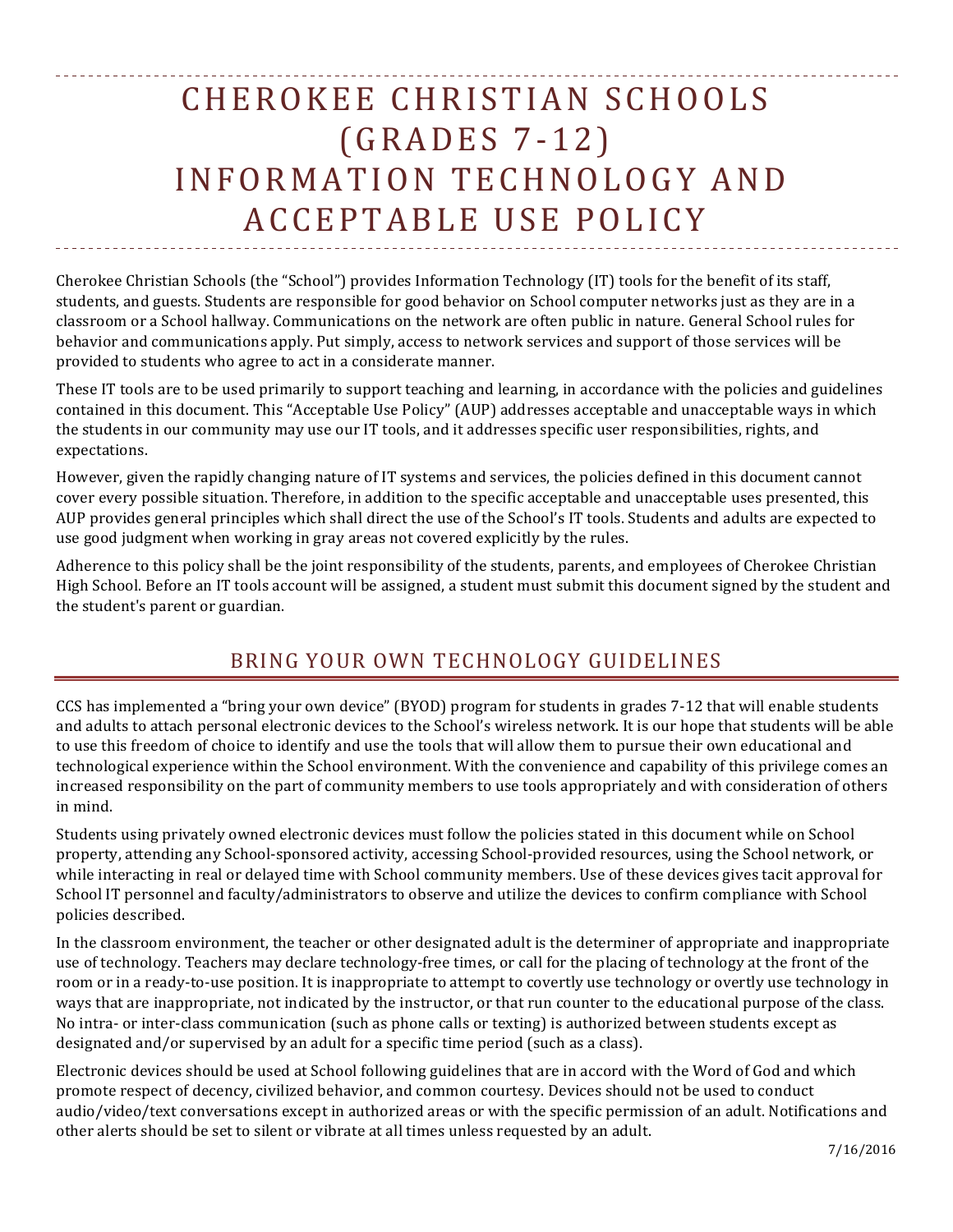# CHEROKEE CHRISTIAN SCHOOLS (GRADES 7-12) INFORMATION TECHNOLOGY AND ACCEPTABLE USE POLICY

Cherokee Christian Schools (the "School") provides Information Technology (IT) tools for the benefit of its staff, students, and guests. Students are responsible for good behavior on School computer networks just as they are in a classroom or a School hallway. Communications on the network are often public in nature. General School rules for behavior and communications apply. Put simply, access to network services and support of those services will be provided to students who agree to act in a considerate manner.

These IT tools are to be used primarily to support teaching and learning, in accordance with the policies and guidelines contained in this document. This "Acceptable Use Policy" (AUP) addresses acceptable and unacceptable ways in which the students in our community may use our IT tools, and it addresses specific user responsibilities, rights, and expectations.

However, given the rapidly changing nature of IT systems and services, the policies defined in this document cannot cover every possible situation. Therefore, in addition to the specific acceptable and unacceptable uses presented, this AUP provides general principles which shall direct the use of the School's IT tools. Students and adults are expected to use good judgment when working in gray areas not covered explicitly by the rules.

Adherence to this policy shall be the joint responsibility of the students, parents, and employees of Cherokee Christian High School. Before an IT tools account will be assigned, a student must submit this document signed by the student and the student's parent or guardian.

## BRING YOUR OWN TECHNOLOGY GUIDELINES

CCS has implemented a "bring your own device" (BYOD) program for students in grades 7-12 that will enable students and adults to attach personal electronic devices to the School's wireless network. It is our hope that students will be able to use this freedom of choice to identify and use the tools that will allow them to pursue their own educational and technological experience within the School environment. With the convenience and capability of this privilege comes an increased responsibility on the part of community members to use tools appropriately and with consideration of others in mind.

Students using privately owned electronic devices must follow the policies stated in this document while on School property, attending any School-sponsored activity, accessing School-provided resources, using the School network, or while interacting in real or delayed time with School community members. Use of these devices gives tacit approval for School IT personnel and faculty/administrators to observe and utilize the devices to confirm compliance with School policies described.

In the classroom environment, the teacher or other designated adult is the determiner of appropriate and inappropriate use of technology. Teachers may declare technology-free times, or call for the placing of technology at the front of the room or in a ready-to-use position. It is inappropriate to attempt to covertly use technology or overtly use technology in ways that are inappropriate, not indicated by the instructor, or that run counter to the educational purpose of the class. No intra- or inter-class communication (such as phone calls or texting) is authorized between students except as designated and/or supervised by an adult for a specific time period (such as a class).

Electronic devices should be used at School following guidelines that are in accord with the Word of God and which promote respect of decency, civilized behavior, and common courtesy. Devices should not be used to conduct audio/video/text conversations except in authorized areas or with the specific permission of an adult. Notifications and other alerts should be set to silent or vibrate at all times unless requested by an adult.

7/16/2016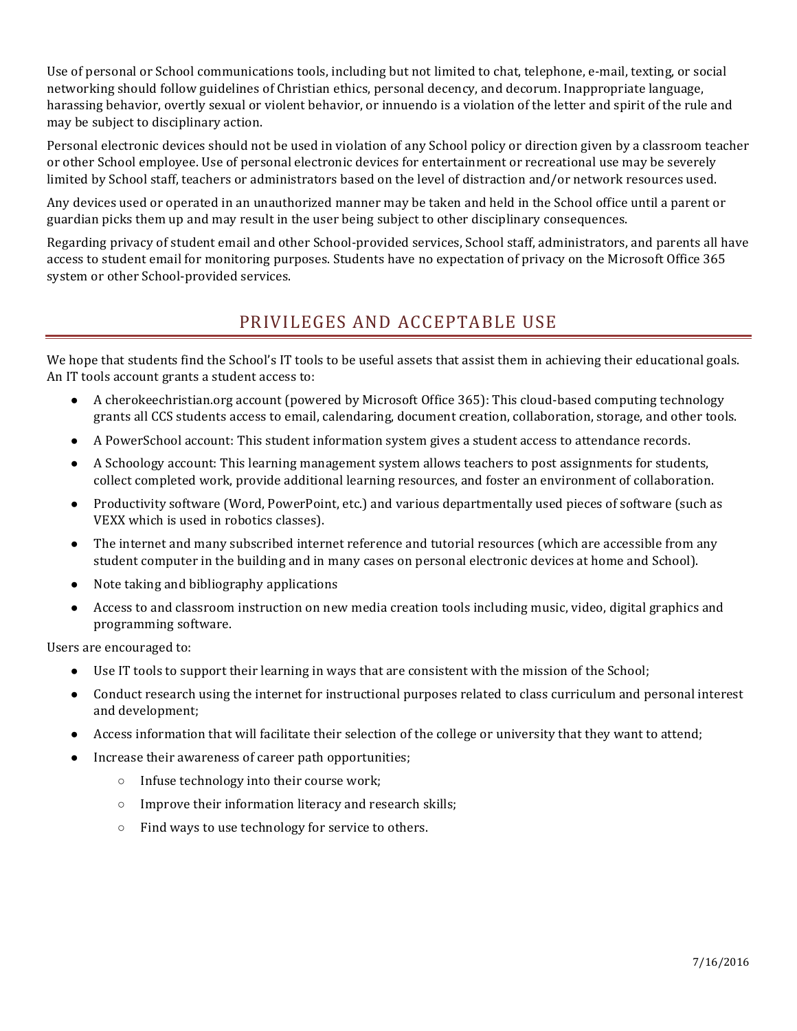Use of personal or School communications tools, including but not limited to chat, telephone, e-mail, texting, or social networking should follow guidelines of Christian ethics, personal decency, and decorum. Inappropriate language, harassing behavior, overtly sexual or violent behavior, or innuendo is a violation of the letter and spirit of the rule and may be subject to disciplinary action.

Personal electronic devices should not be used in violation of any School policy or direction given by a classroom teacher or other School employee. Use of personal electronic devices for entertainment or recreational use may be severely limited by School staff, teachers or administrators based on the level of distraction and/or network resources used.

Any devices used or operated in an unauthorized manner may be taken and held in the School office until a parent or guardian picks them up and may result in the user being subject to other disciplinary consequences.

Regarding privacy of student email and other School-provided services, School staff, administrators, and parents all have access to student email for monitoring purposes. Students have no expectation of privacy on the Microsoft Office 365 system or other School-provided services.

## PRIVILEGES AND ACCEPTABLE USE

We hope that students find the School's IT tools to be useful assets that assist them in achieving their educational goals. An IT tools account grants a student access to:

- A cherokeechristian.org account (powered by Microsoft Office 365): This cloud-based computing technology grants all CCS students access to email, calendaring, document creation, collaboration, storage, and other tools.
- A PowerSchool account: This student information system gives a student access to attendance records.
- A Schoology account: This learning management system allows teachers to post assignments for students, collect completed work, provide additional learning resources, and foster an environment of collaboration.
- Productivity software (Word, PowerPoint, etc.) and various departmentally used pieces of software (such as VEXX which is used in robotics classes).
- The internet and many subscribed internet reference and tutorial resources (which are accessible from any student computer in the building and in many cases on personal electronic devices at home and School).
- Note taking and bibliography applications
- Access to and classroom instruction on new media creation tools including music, video, digital graphics and programming software.

Users are encouraged to:

- Use IT tools to support their learning in ways that are consistent with the mission of the School;
- Conduct research using the internet for instructional purposes related to class curriculum and personal interest and development;
- Access information that will facilitate their selection of the college or university that they want to attend;
- Increase their awareness of career path opportunities;
  - Infuse technology into their course work;
  - Improve their information literacy and research skills;
  - Find ways to use technology for service to others.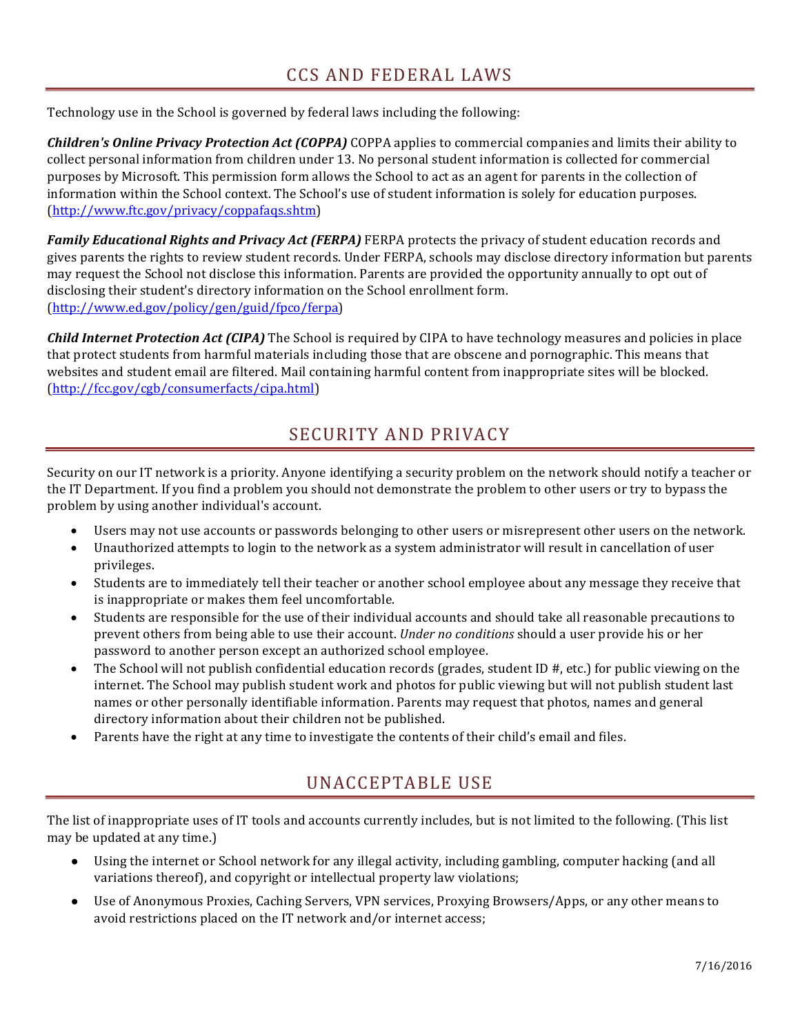## CCS AND FEDERAL LAWS

Technology use in the School is governed by federal laws including the following:

***Children's Online Privacy Protection Act (COPPA)*** COPPA applies to commercial companies and limits their ability to collect personal information from children under 13. No personal student information is collected for commercial purposes by Microsoft. This permission form allows the School to act as an agent for parents in the collection of information within the School context. The School's use of student information is solely for education purposes. (http://www.ftc.gov/privacy/coppafaqs.shtm)

***Family Educational Rights and Privacy Act (FERPA)*** FERPA protects the privacy of student education records and gives parents the rights to review student records. Under FERPA, schools may disclose directory information but parents may request the School not disclose this information. Parents are provided the opportunity annually to opt out of disclosing their student's directory information on the School enrollment form. (http://www.ed.gov/policy/gen/guid/fpco/ferpa)

***Child Internet Protection Act (CIPA)*** The School is required by CIPA to have technology measures and policies in place that protect students from harmful materials including those that are obscene and pornographic. This means that websites and student email are filtered. Mail containing harmful content from inappropriate sites will be blocked. (http://fcc.gov/cgb/consumerfacts/cipa.html)

## SECURITY AND PRIVACY

Security on our IT network is a priority. Anyone identifying a security problem on the network should notify a teacher or the IT Department. If you find a problem you should not demonstrate the problem to other users or try to bypass the problem by using another individual's account.

- Users may not use accounts or passwords belonging to other users or misrepresent other users on the network.
- Unauthorized attempts to login to the network as a system administrator will result in cancellation of user privileges.
- Students are to immediately tell their teacher or another school employee about any message they receive that is inappropriate or makes them feel uncomfortable.
- Students are responsible for the use of their individual accounts and should take all reasonable precautions to prevent others from being able to use their account. *Under no conditions* should a user provide his or her password to another person except an authorized school employee.
- The School will not publish confidential education records (grades, student ID #, etc.) for public viewing on the internet. The School may publish student work and photos for public viewing but will not publish student last names or other personally identifiable information. Parents may request that photos, names and general directory information about their children not be published.
- Parents have the right at any time to investigate the contents of their child's email and files.

## UNACCEPTABLE USE

The list of inappropriate uses of IT tools and accounts currently includes, but is not limited to the following. (This list may be updated at any time.)

- Using the internet or School network for any illegal activity, including gambling, computer hacking (and all variations thereof), and copyright or intellectual property law violations;
- Use of Anonymous Proxies, Caching Servers, VPN services, Proxying Browsers/Apps, or any other means to avoid restrictions placed on the IT network and/or internet access;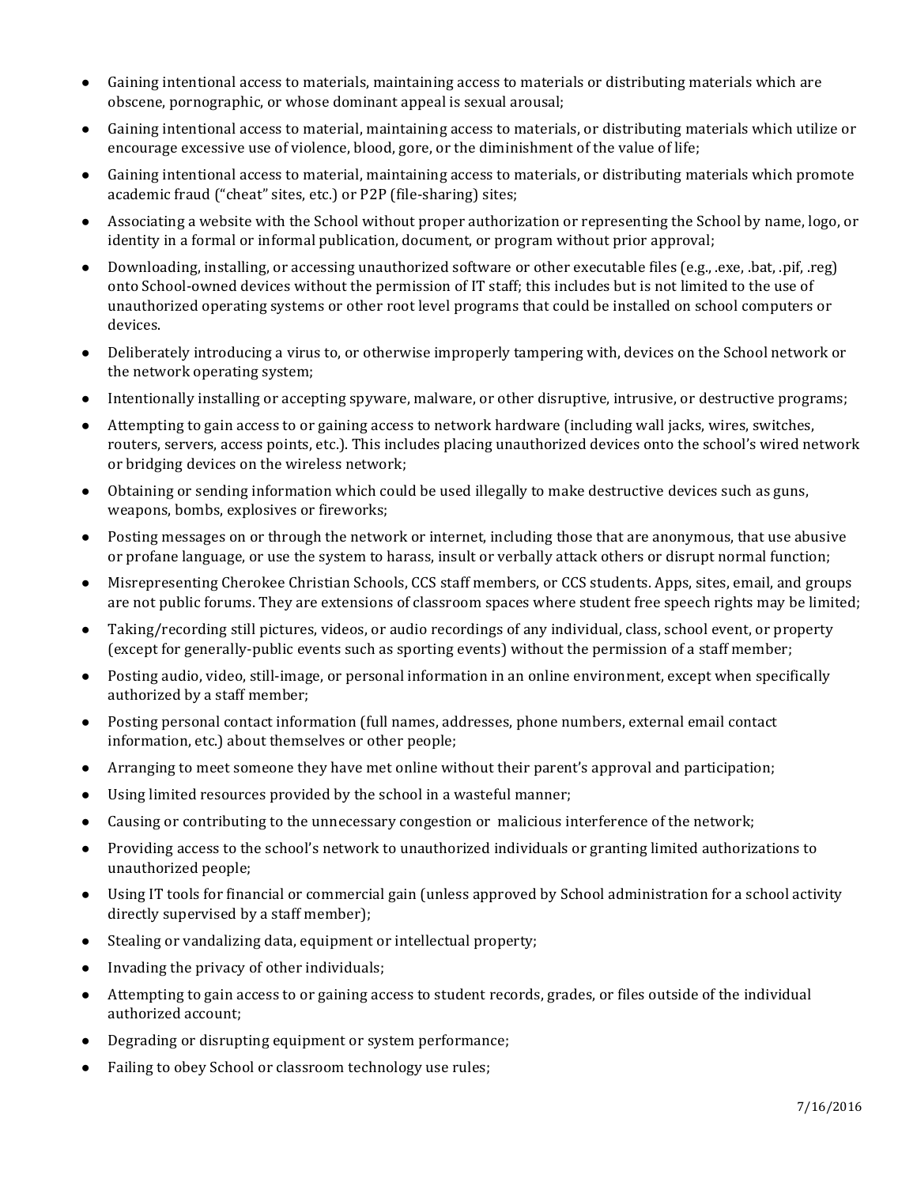- Gaining intentional access to materials, maintaining access to materials or distributing materials which are obscene, pornographic, or whose dominant appeal is sexual arousal;
- Gaining intentional access to material, maintaining access to materials, or distributing materials which utilize or encourage excessive use of violence, blood, gore, or the diminishment of the value of life;
- Gaining intentional access to material, maintaining access to materials, or distributing materials which promote academic fraud ("cheat" sites, etc.) or P2P (file-sharing) sites;
- Associating a website with the School without proper authorization or representing the School by name, logo, or identity in a formal or informal publication, document, or program without prior approval;
- Downloading, installing, or accessing unauthorized software or other executable files (e.g., .exe, .bat, .pif, .reg) onto School-owned devices without the permission of IT staff; this includes but is not limited to the use of unauthorized operating systems or other root level programs that could be installed on school computers or devices.
- Deliberately introducing a virus to, or otherwise improperly tampering with, devices on the School network or the network operating system;
- Intentionally installing or accepting spyware, malware, or other disruptive, intrusive, or destructive programs;
- Attempting to gain access to or gaining access to network hardware (including wall jacks, wires, switches, routers, servers, access points, etc.). This includes placing unauthorized devices onto the school's wired network or bridging devices on the wireless network;
- Obtaining or sending information which could be used illegally to make destructive devices such as guns, weapons, bombs, explosives or fireworks;
- Posting messages on or through the network or internet, including those that are anonymous, that use abusive or profane language, or use the system to harass, insult or verbally attack others or disrupt normal function;
- Misrepresenting Cherokee Christian Schools, CCS staff members, or CCS students. Apps, sites, email, and groups are not public forums. They are extensions of classroom spaces where student free speech rights may be limited;
- Taking/recording still pictures, videos, or audio recordings of any individual, class, school event, or property (except for generally-public events such as sporting events) without the permission of a staff member;
- Posting audio, video, still-image, or personal information in an online environment, except when specifically authorized by a staff member;
- Posting personal contact information (full names, addresses, phone numbers, external email contact information, etc.) about themselves or other people;
- Arranging to meet someone they have met online without their parent's approval and participation;
- Using limited resources provided by the school in a wasteful manner;
- Causing or contributing to the unnecessary congestion or malicious interference of the network;
- Providing access to the school's network to unauthorized individuals or granting limited authorizations to unauthorized people;
- Using IT tools for financial or commercial gain (unless approved by School administration for a school activity directly supervised by a staff member);
- Stealing or vandalizing data, equipment or intellectual property;
- Invading the privacy of other individuals;
- Attempting to gain access to or gaining access to student records, grades, or files outside of the individual authorized account;
- Degrading or disrupting equipment or system performance;
- Failing to obey School or classroom technology use rules;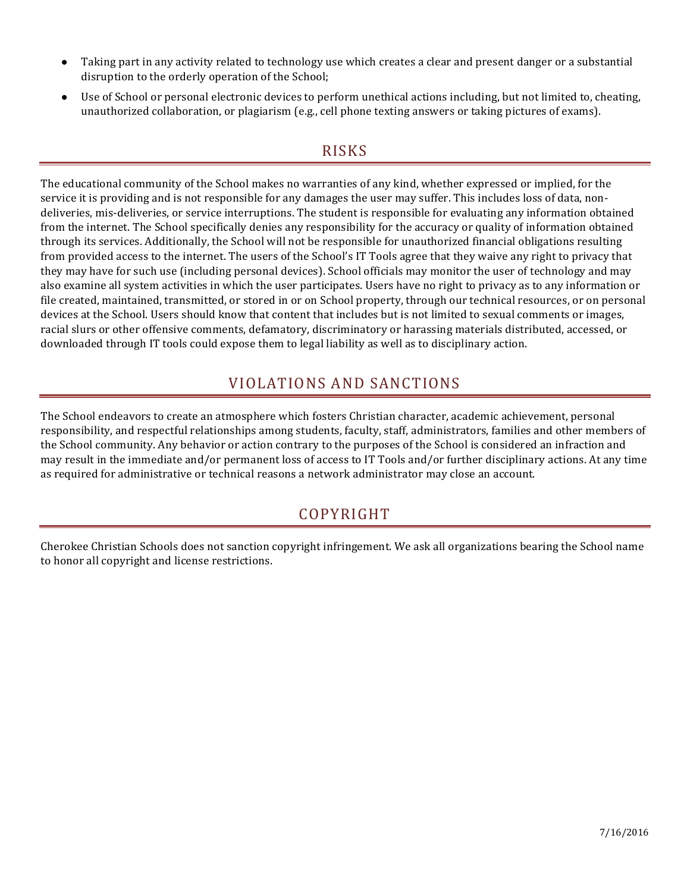- Taking part in any activity related to technology use which creates a clear and present danger or a substantial disruption to the orderly operation of the School;
- Use of School or personal electronic devices to perform unethical actions including, but not limited to, cheating, unauthorized collaboration, or plagiarism (e.g., cell phone texting answers or taking pictures of exams).

## RISKS

The educational community of the School makes no warranties of any kind, whether expressed or implied, for the service it is providing and is not responsible for any damages the user may suffer. This includes loss of data, non-deliveries, mis-deliveries, or service interruptions. The student is responsible for evaluating any information obtained from the internet. The School specifically denies any responsibility for the accuracy or quality of information obtained through its services. Additionally, the School will not be responsible for unauthorized financial obligations resulting from provided access to the internet. The users of the School's IT Tools agree that they waive any right to privacy that they may have for such use (including personal devices). School officials may monitor the user of technology and may also examine all system activities in which the user participates. Users have no right to privacy as to any information or file created, maintained, transmitted, or stored in or on School property, through our technical resources, or on personal devices at the School. Users should know that content that includes but is not limited to sexual comments or images, racial slurs or other offensive comments, defamatory, discriminatory or harassing materials distributed, accessed, or downloaded through IT tools could expose them to legal liability as well as to disciplinary action.

## VIOLATIONS AND SANCTIONS

The School endeavors to create an atmosphere which fosters Christian character, academic achievement, personal responsibility, and respectful relationships among students, faculty, staff, administrators, families and other members of the School community. Any behavior or action contrary to the purposes of the School is considered an infraction and may result in the immediate and/or permanent loss of access to IT Tools and/or further disciplinary actions. At any time as required for administrative or technical reasons a network administrator may close an account.

## COPYRIGHT

Cherokee Christian Schools does not sanction copyright infringement. We ask all organizations bearing the School name to honor all copyright and license restrictions.

7/16/2016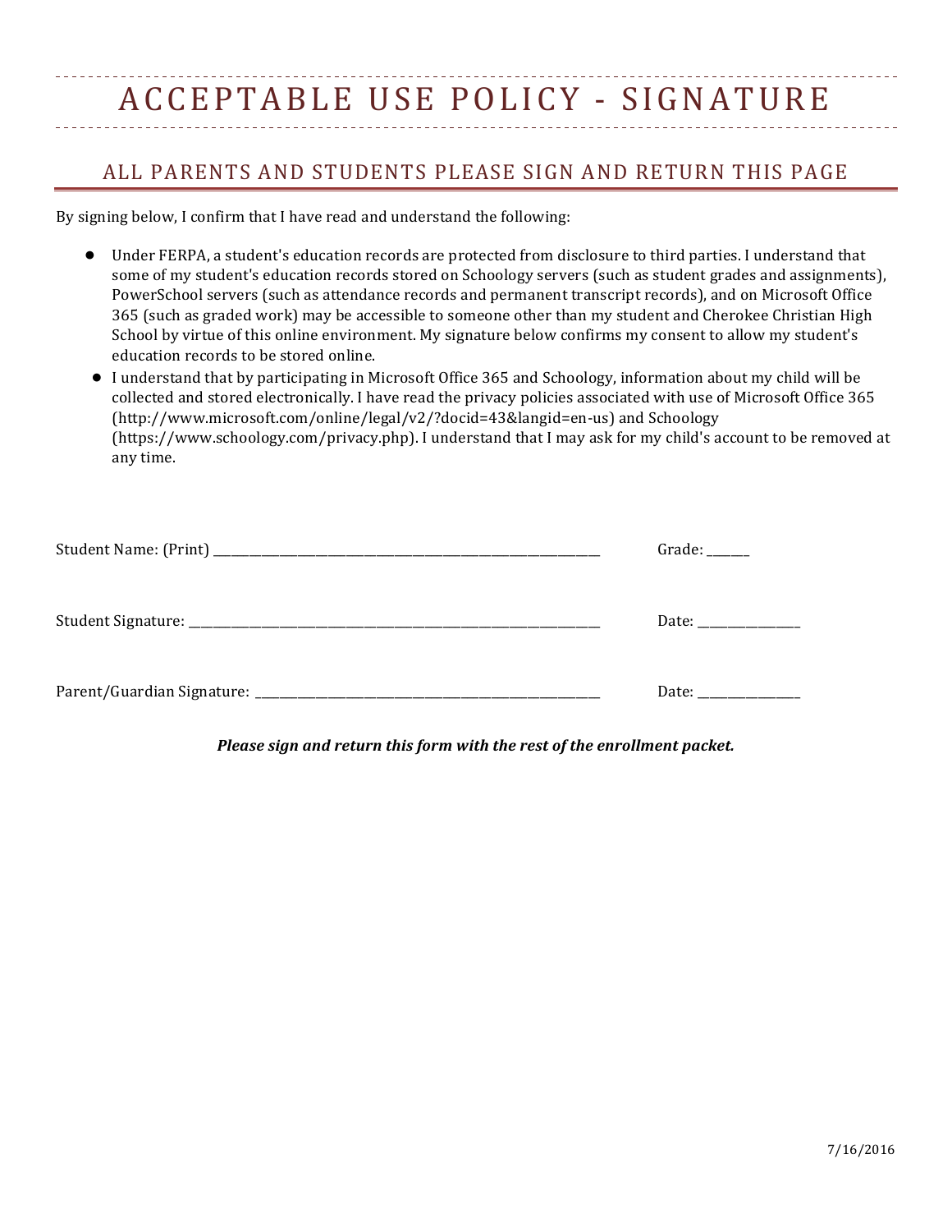# ACCEPTABLE USE POLICY - SIGNATURE

## ALL PARENTS AND STUDENTS PLEASE SIGN AND RETURN THIS PAGE

By signing below, I confirm that I have read and understand the following:

- Under FERPA, a student's education records are protected from disclosure to third parties. I understand that some of my student's education records stored on Schoology servers (such as student grades and assignments), PowerSchool servers (such as attendance records and permanent transcript records), and on Microsoft Office 365 (such as graded work) may be accessible to someone other than my student and Cherokee Christian High School by virtue of this online environment. My signature below confirms my consent to allow my student's education records to be stored online.
- I understand that by participating in Microsoft Office 365 and Schoology, information about my child will be collected and stored electronically. I have read the privacy policies associated with use of Microsoft Office 365 (http://www.microsoft.com/online/legal/v2/?docid=43&langid=en-us) and Schoology (https://www.schoology.com/privacy.php). I understand that I may ask for my child's account to be removed at any time.

Student Name: (Print) ____________________________________________ Grade: ______

Student Signature: ____________________________________________ Date: ______________

Parent/Guardian Signature: ____________________________________________ Date: ______________

***Please sign and return this form with the rest of the enrollment packet.***

7/16/2016